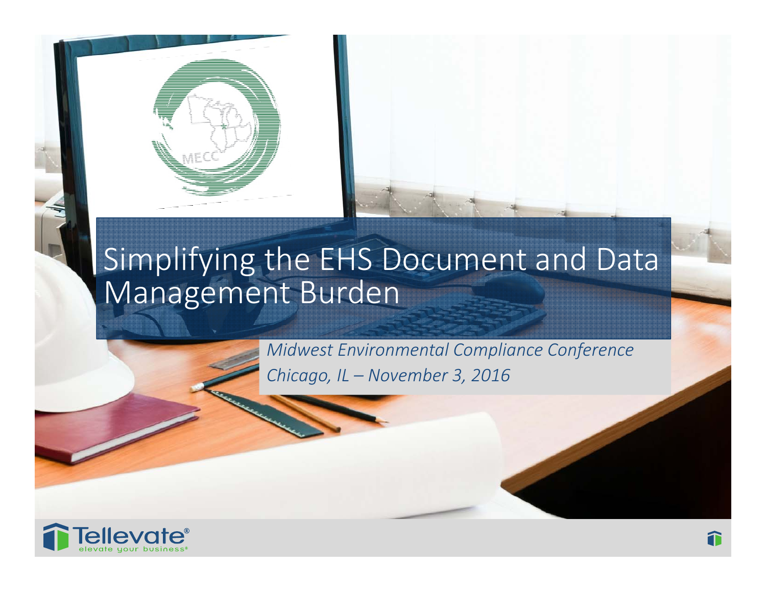# Simplifying the EHS Document and Data Management Burden

*Midwest Environmental Compliance Conference*
*Chicago, IL – November 3, 2016*

Tellevate®
elevate your business®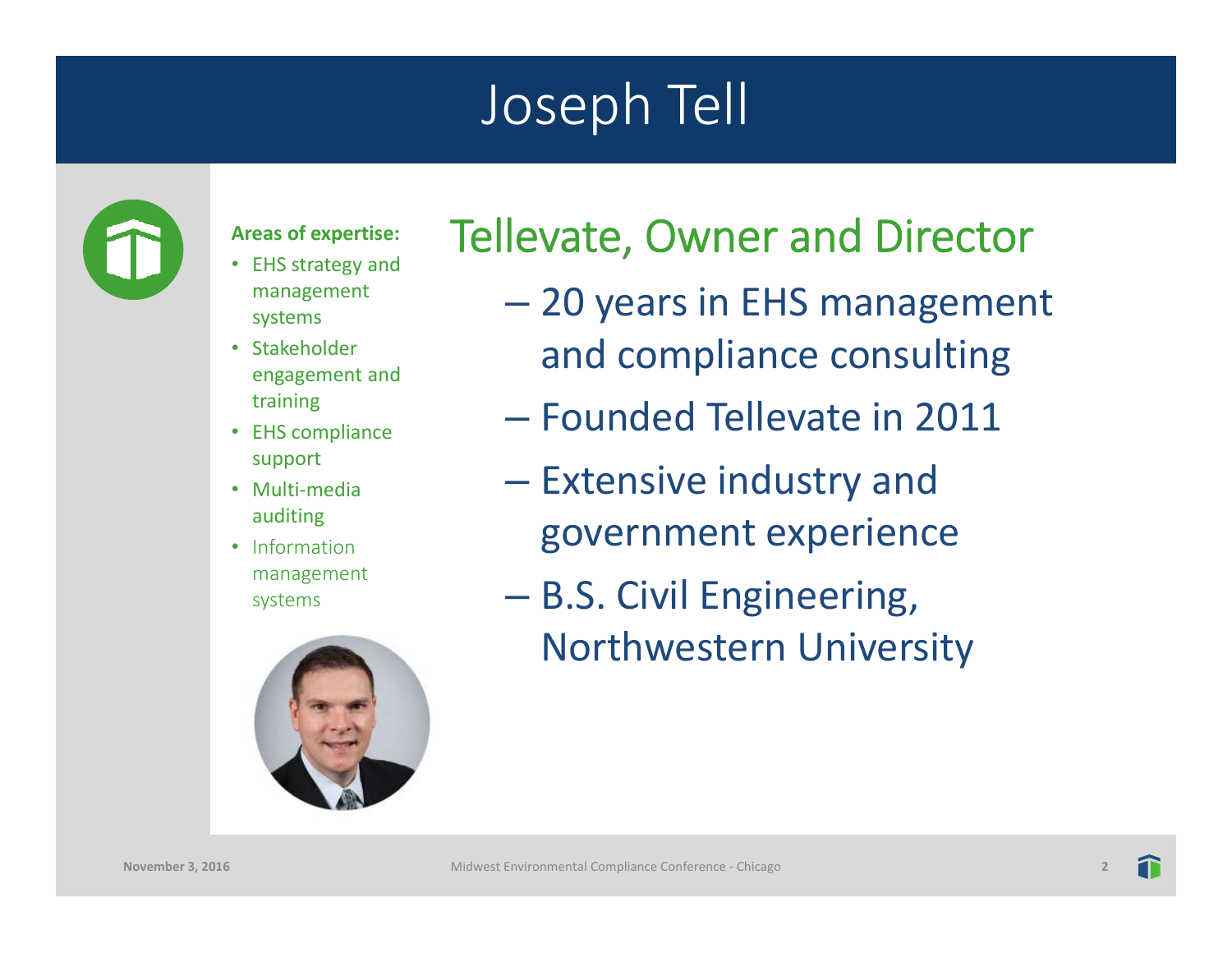# Joseph Tell

**Areas of expertise:**

- EHS strategy and management systems
- Stakeholder engagement and training
- EHS compliance support
- Multi-media auditing
- Information management systems

## Tellevate, Owner and Director

- 20 years in EHS management and compliance consulting
- Founded Tellevate in 2011
- Extensive industry and government experience
- B.S. Civil Engineering, Northwestern University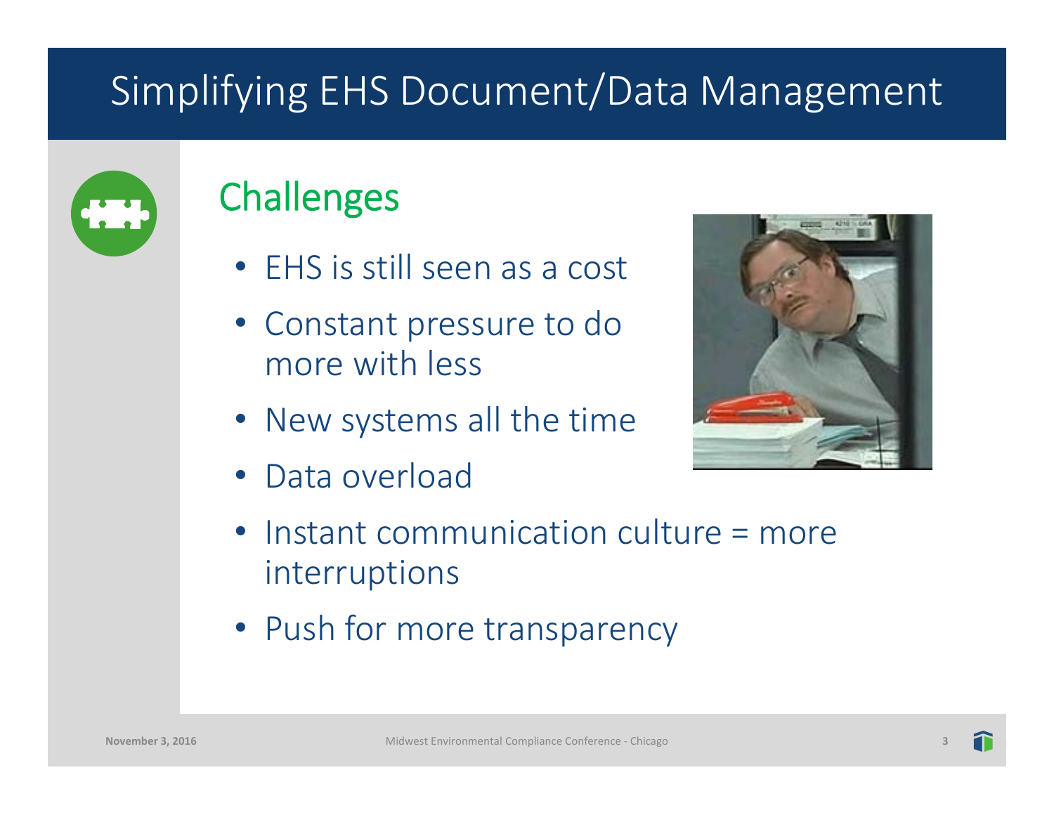# Simplifying EHS Document/Data Management

## Challenges

- EHS is still seen as a cost
- Constant pressure to do more with less
- New systems all the time
- Data overload
- Instant communication culture = more interruptions
- Push for more transparency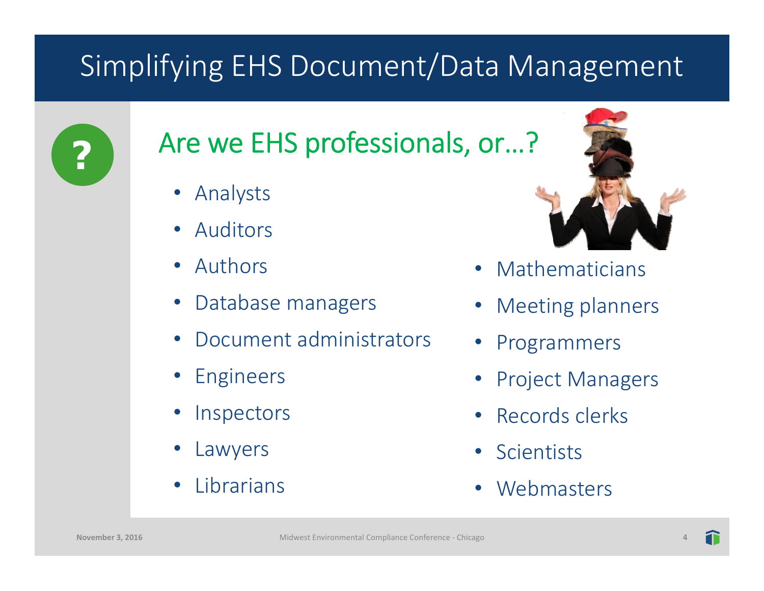# Simplifying EHS Document/Data Management

## Are we EHS professionals, or…?

- Analysts
- Auditors
- Authors
- Database managers
- Document administrators
- Engineers
- Inspectors
- Lawyers
- Librarians
- Mathematicians
- Meeting planners
- Programmers
- Project Managers
- Records clerks
- Scientists
- Webmasters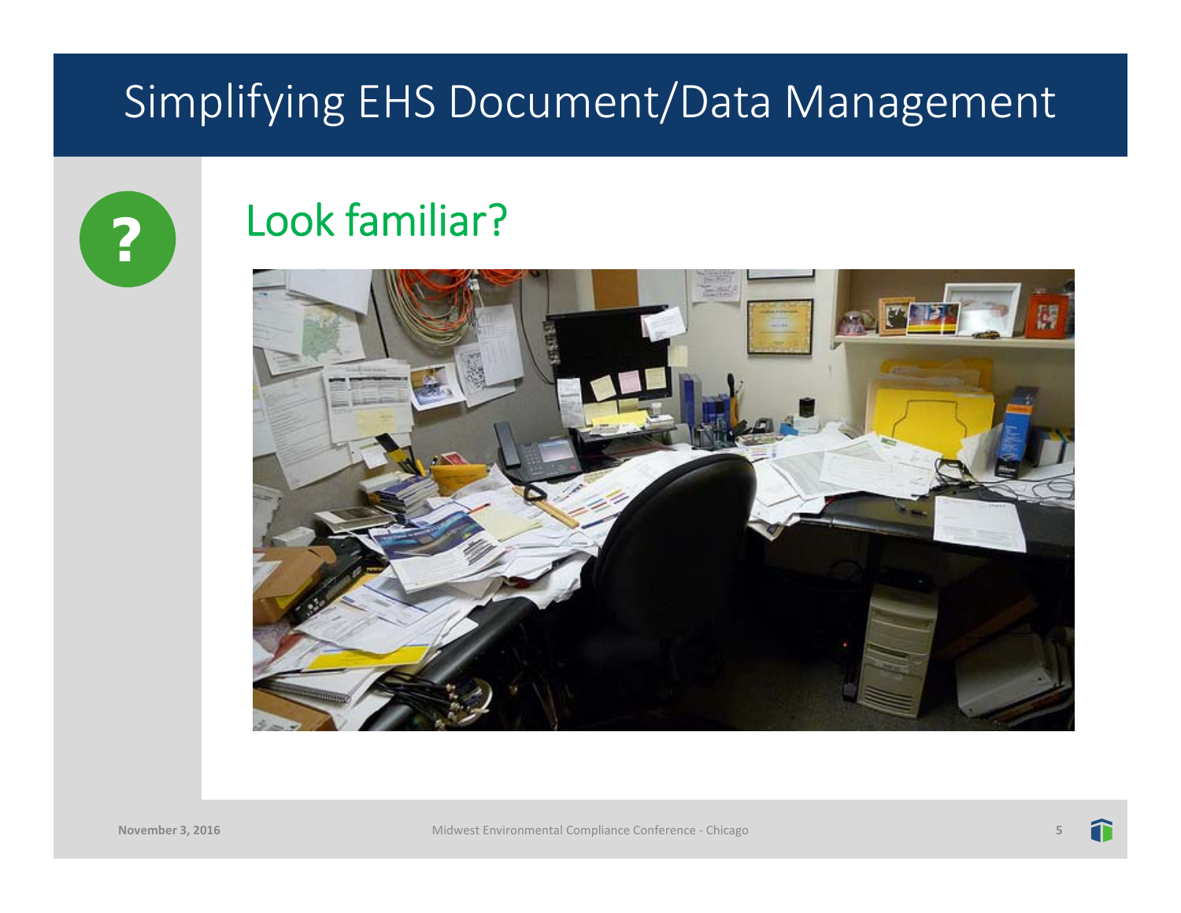# Simplifying EHS Document/Data Management

## Look familiar?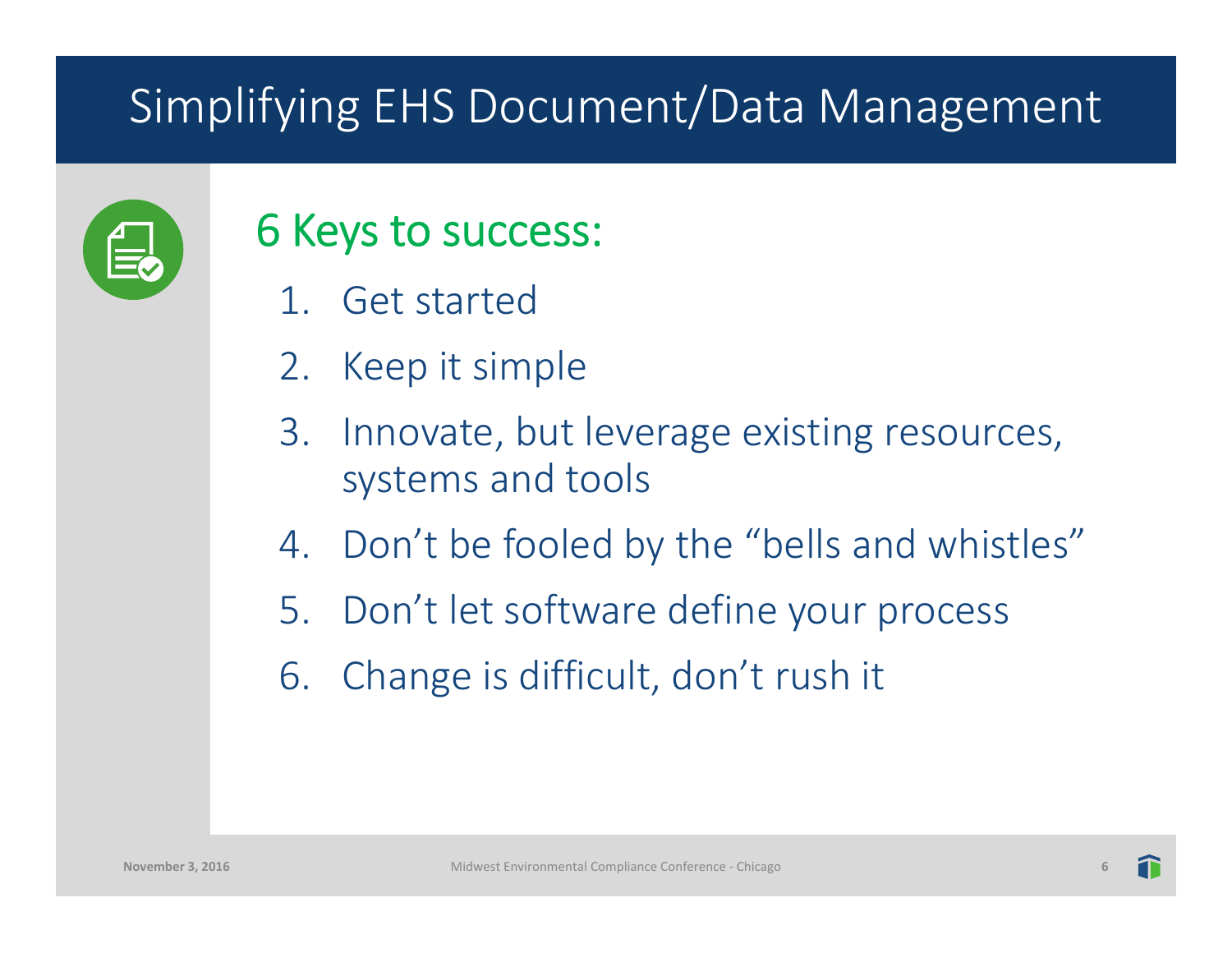# Simplifying EHS Document/Data Management

## 6 Keys to success:

1. Get started
2. Keep it simple
3. Innovate, but leverage existing resources, systems and tools
4. Don't be fooled by the "bells and whistles"
5. Don't let software define your process
6. Change is difficult, don't rush it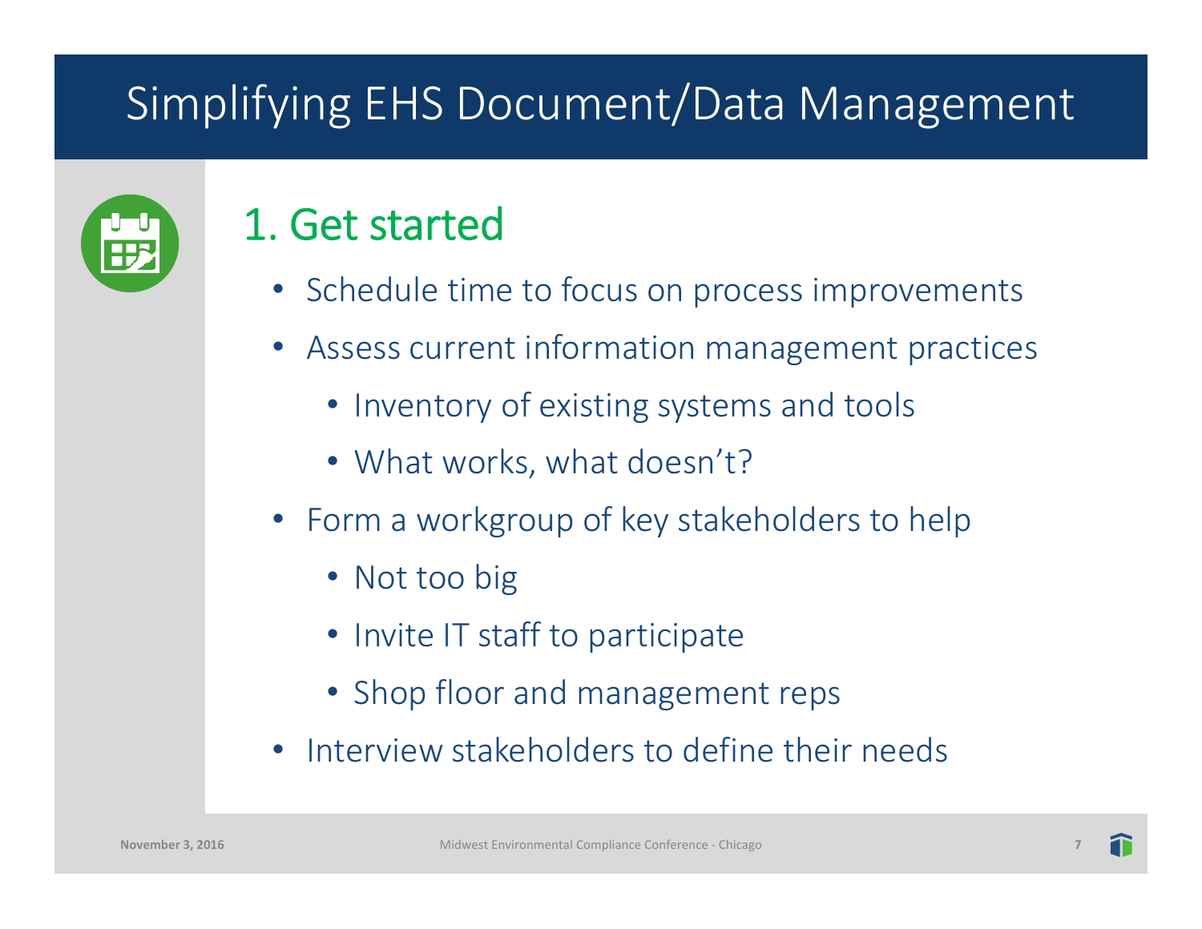# Simplifying EHS Document/Data Management

## 1. Get started

- Schedule time to focus on process improvements
- Assess current information management practices
  - Inventory of existing systems and tools
  - What works, what doesn't?
- Form a workgroup of key stakeholders to help
  - Not too big
  - Invite IT staff to participate
  - Shop floor and management reps
- Interview stakeholders to define their needs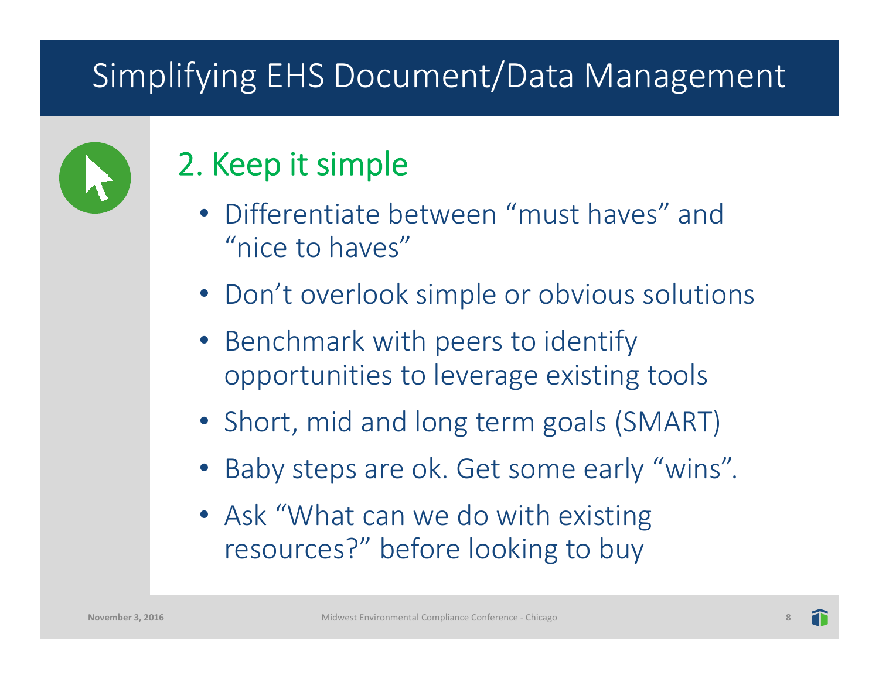# Simplifying EHS Document/Data Management

## 2. Keep it simple

- Differentiate between "must haves" and "nice to haves"
- Don't overlook simple or obvious solutions
- Benchmark with peers to identify opportunities to leverage existing tools
- Short, mid and long term goals (SMART)
- Baby steps are ok. Get some early "wins".
- Ask "What can we do with existing resources?" before looking to buy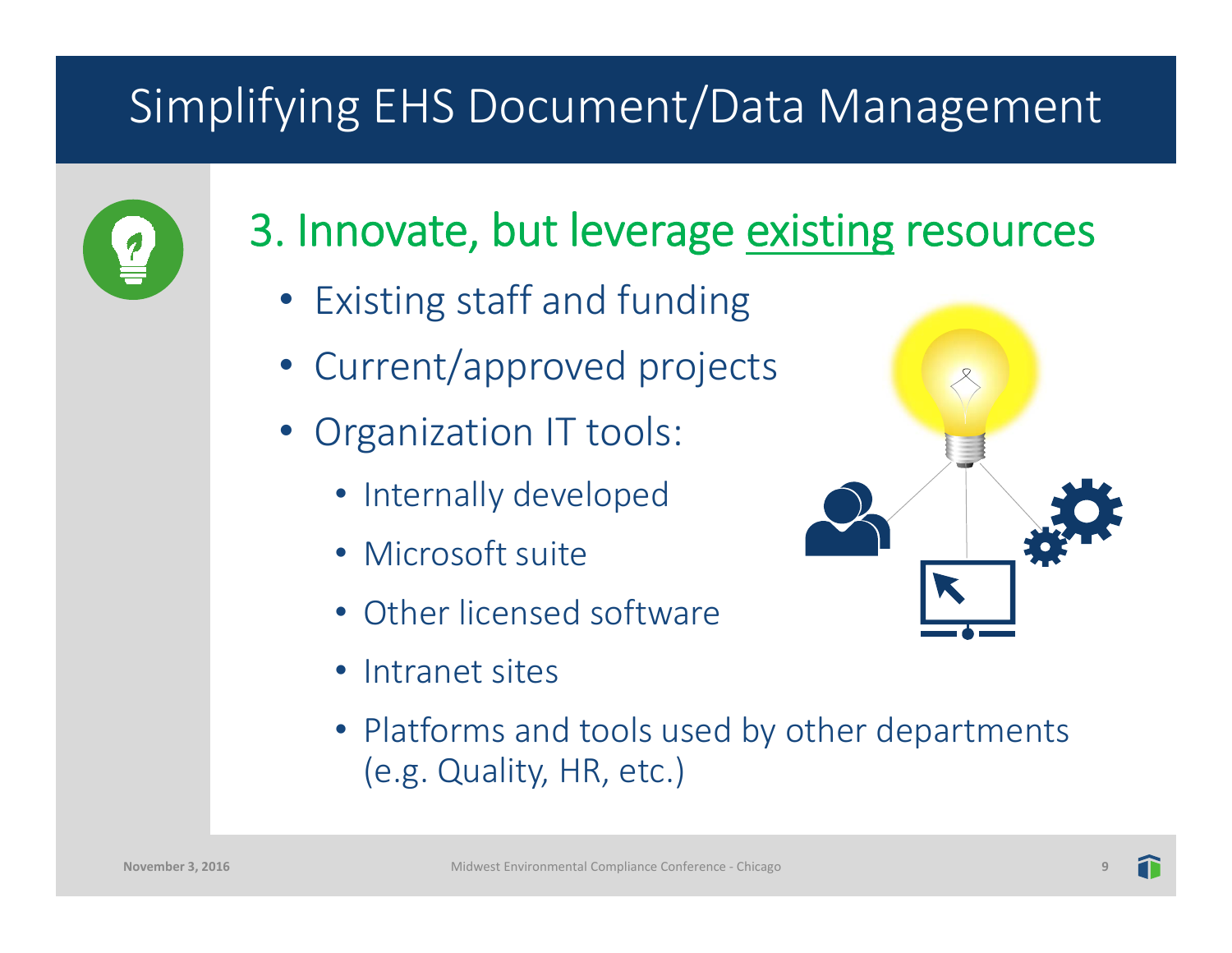# Simplifying EHS Document/Data Management

## 3. Innovate, but leverage existing resources

- Existing staff and funding
- Current/approved projects
- Organization IT tools:
  - Internally developed
  - Microsoft suite
  - Other licensed software
  - Intranet sites
  - Platforms and tools used by other departments (e.g. Quality, HR, etc.)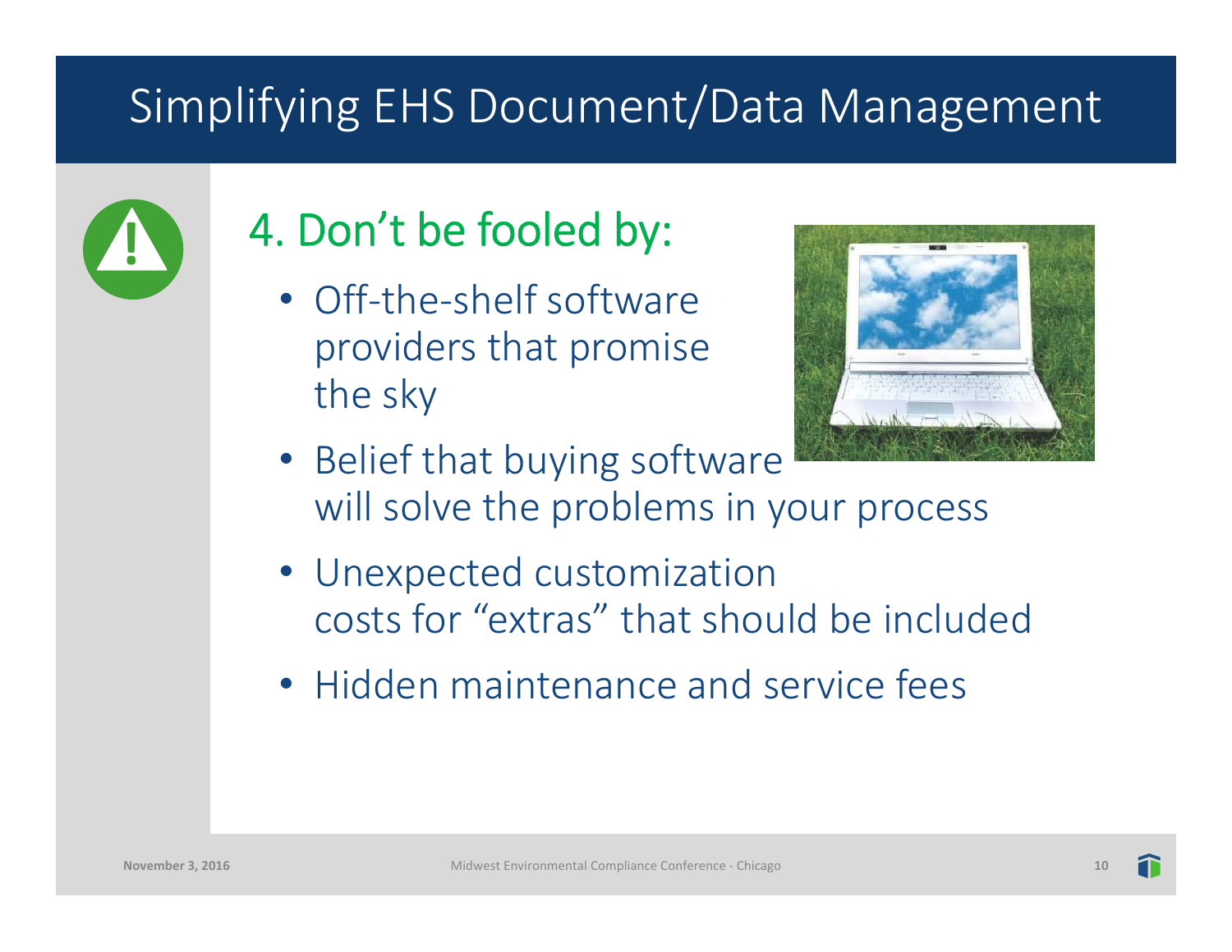# Simplifying EHS Document/Data Management

## 4. Don't be fooled by:

- Off-the-shelf software providers that promise the sky
- Belief that buying software will solve the problems in your process
- Unexpected customization costs for "extras" that should be included
- Hidden maintenance and service fees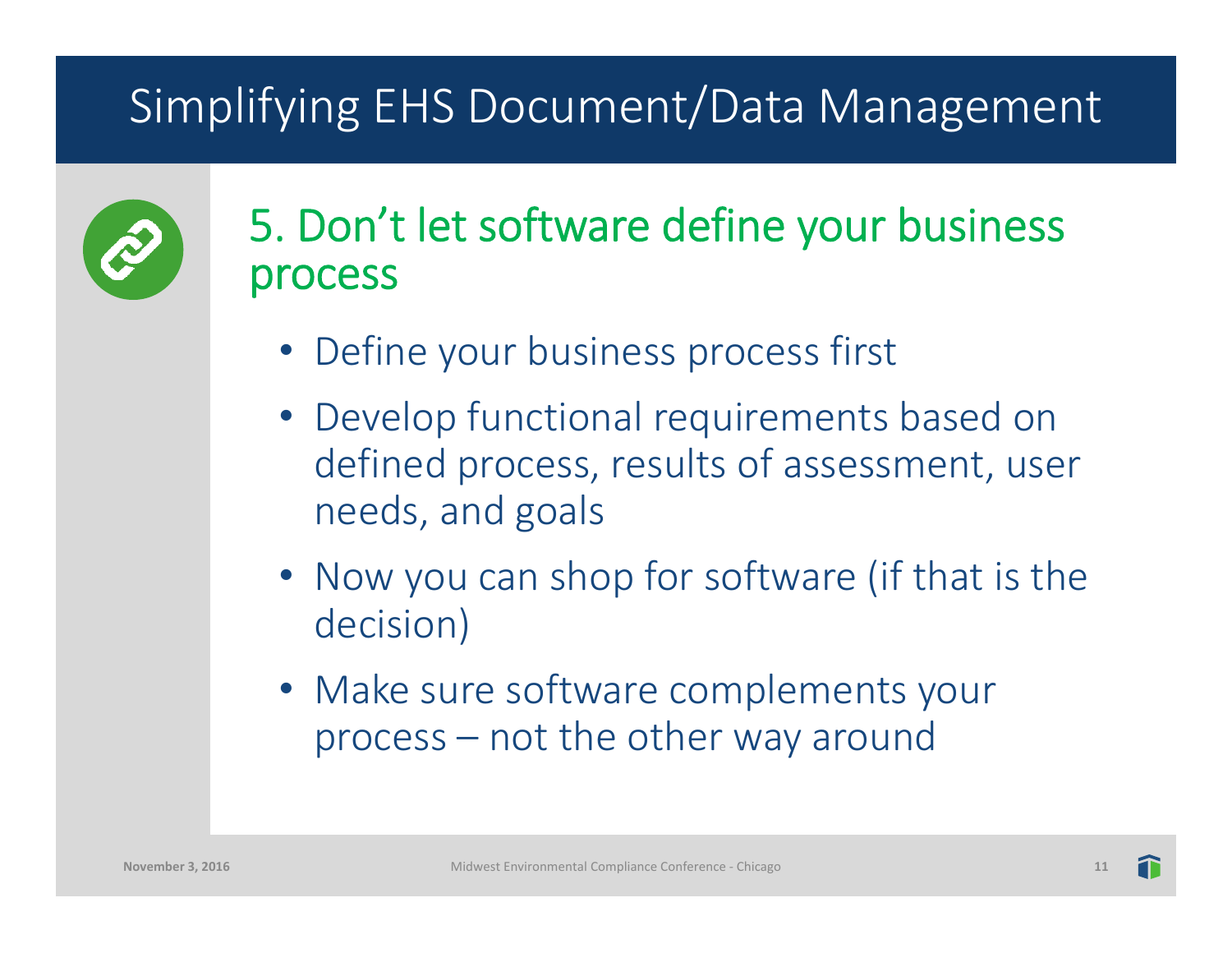# Simplifying EHS Document/Data Management

## 5. Don't let software define your business process

- Define your business process first
- Develop functional requirements based on defined process, results of assessment, user needs, and goals
- Now you can shop for software (if that is the decision)
- Make sure software complements your process – not the other way around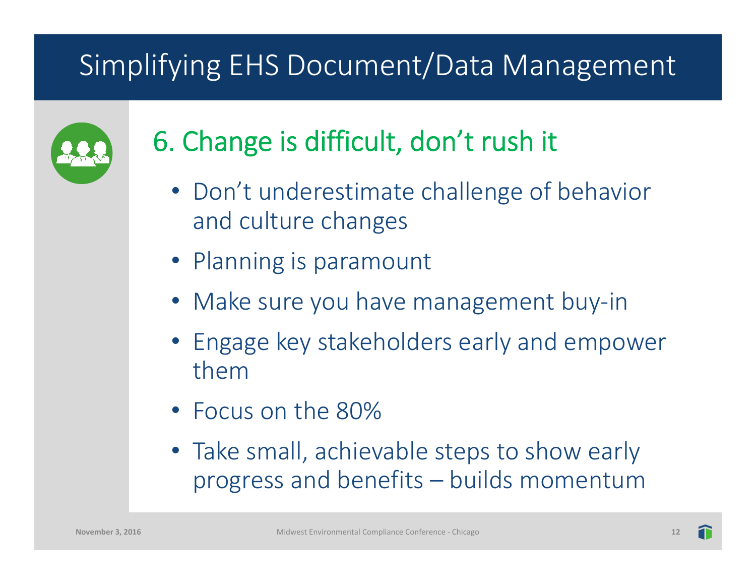# Simplifying EHS Document/Data Management

## 6. Change is difficult, don't rush it

- Don't underestimate challenge of behavior and culture changes
- Planning is paramount
- Make sure you have management buy-in
- Engage key stakeholders early and empower them
- Focus on the 80%
- Take small, achievable steps to show early progress and benefits – builds momentum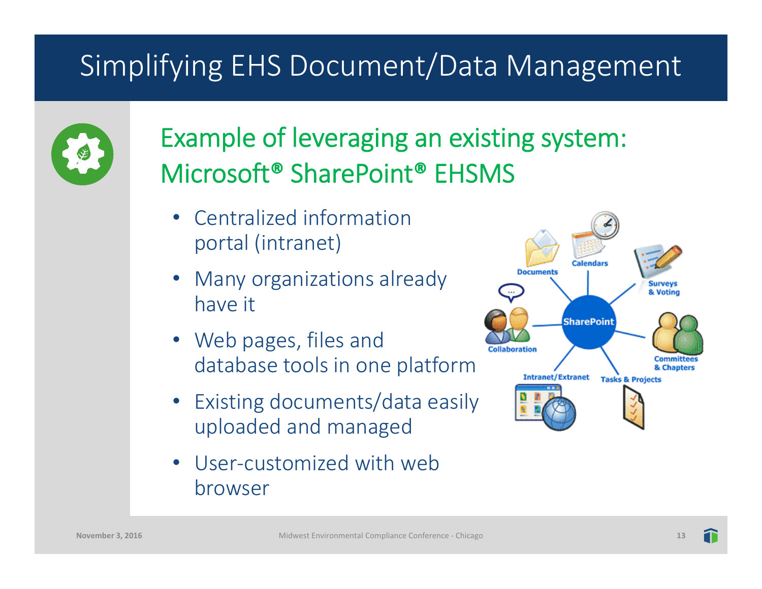# Simplifying EHS Document/Data Management

## Example of leveraging an existing system: Microsoft® SharePoint® EHSMS

- Centralized information portal (intranet)
- Many organizations already have it
- Web pages, files and database tools in one platform
- Existing documents/data easily uploaded and managed
- User-customized with web browser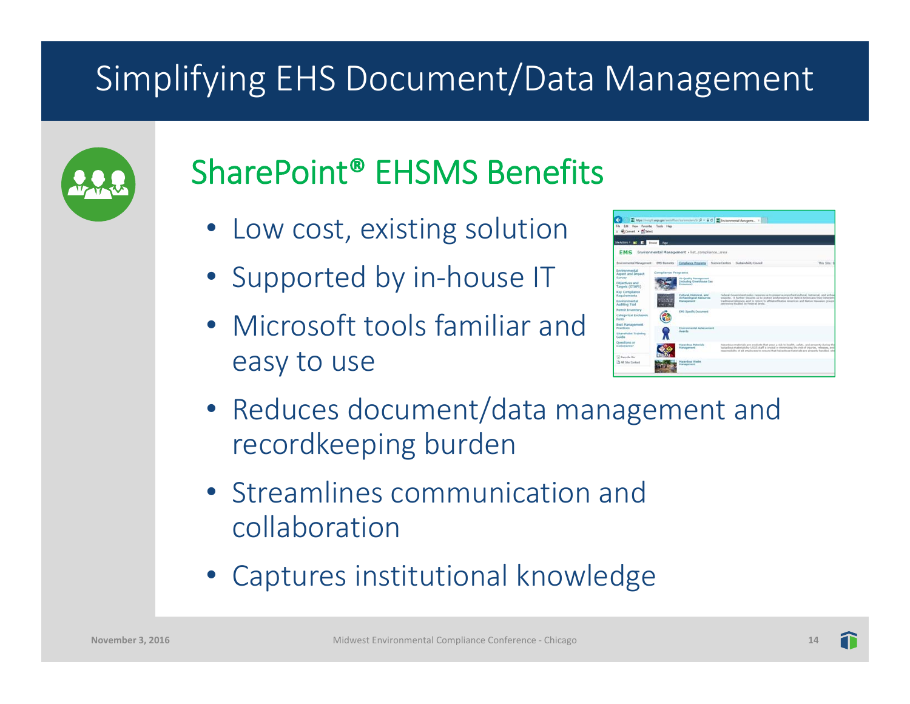# Simplifying EHS Document/Data Management

## SharePoint® EHSMS Benefits

- Low cost, existing solution
- Supported by in-house IT
- Microsoft tools familiar and easy to use
- Reduces document/data management and recordkeeping burden
- Streamlines communication and collaboration
- Captures institutional knowledge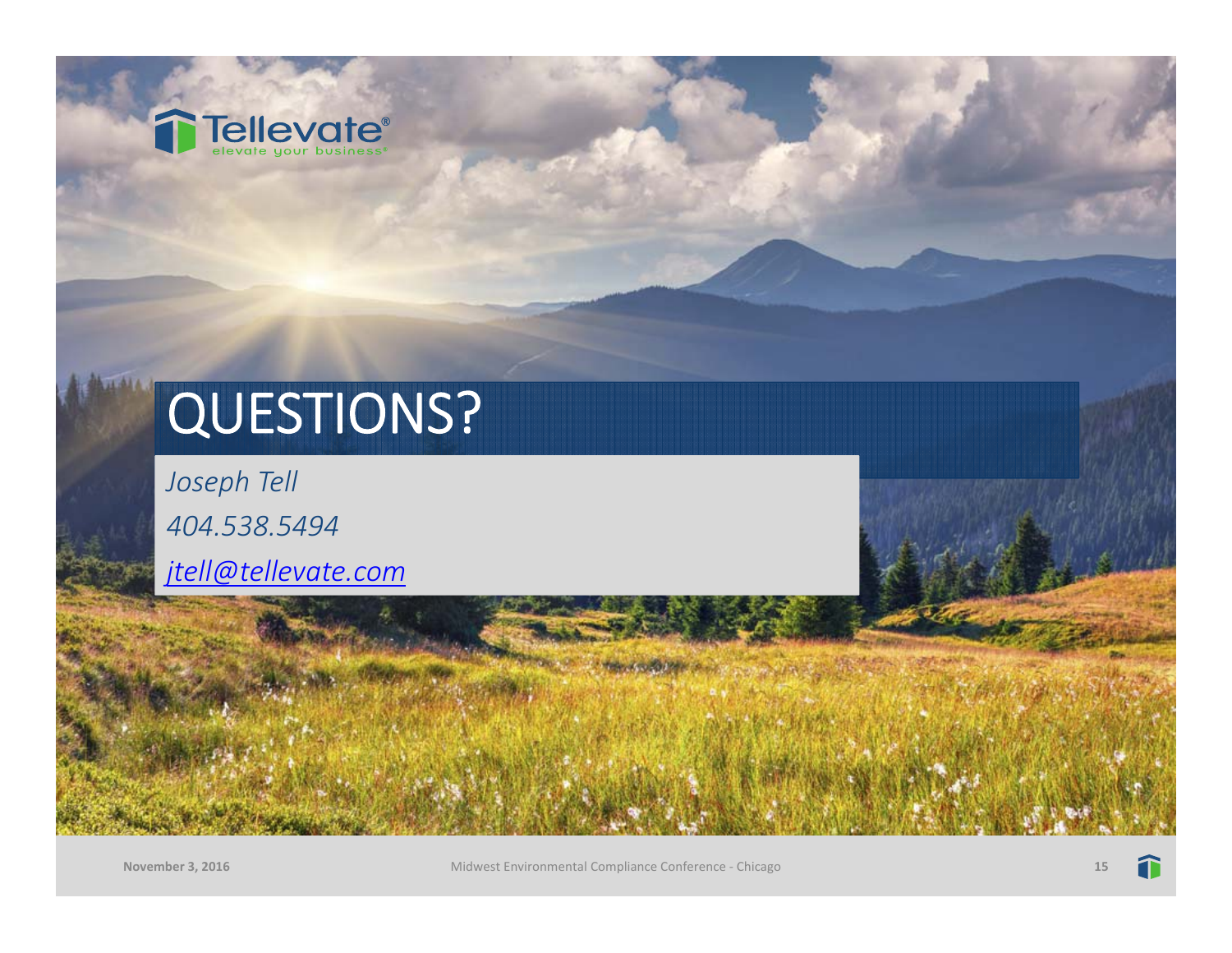Tellevate®
elevate your business®

# QUESTIONS?

*Joseph Tell*

*404.538.5494*

*[jtell@tellevate.com](mailto:jtell@tellevate.com)*